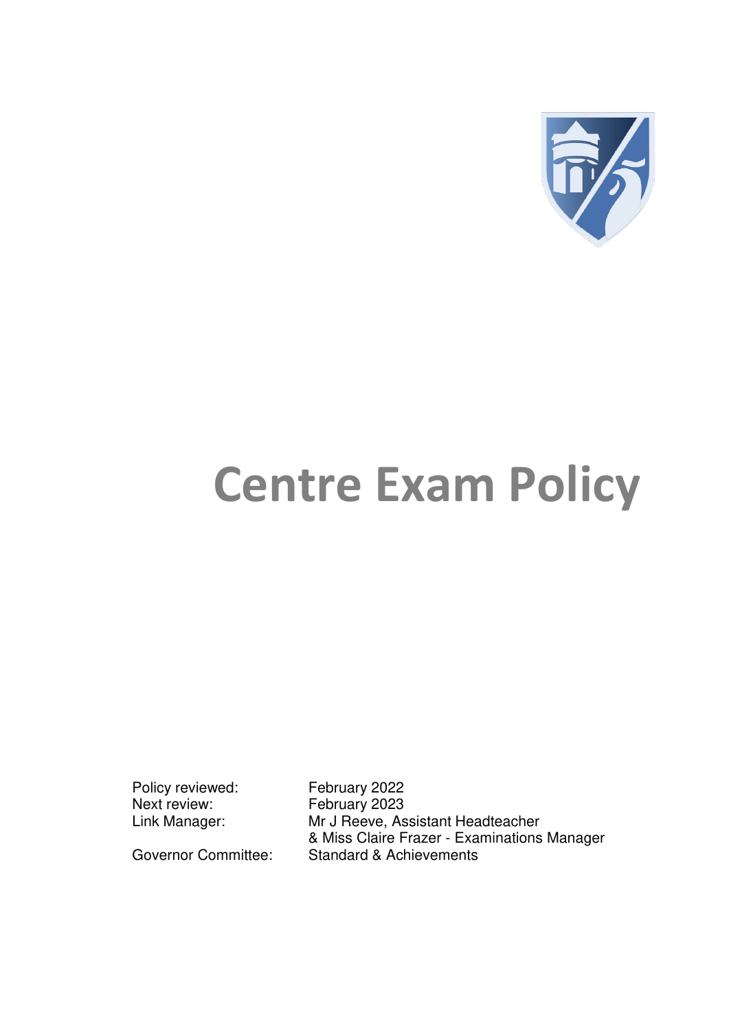# Centre Exam Policy

| | |
|---|---|
| Policy reviewed: | February 2022 |
| Next review: | February 2023 |
| Link Manager: | Mr J Reeve, Assistant Headteacher & Miss Claire Frazer - Examinations Manager |
| Governor Committee: | Standard & Achievements |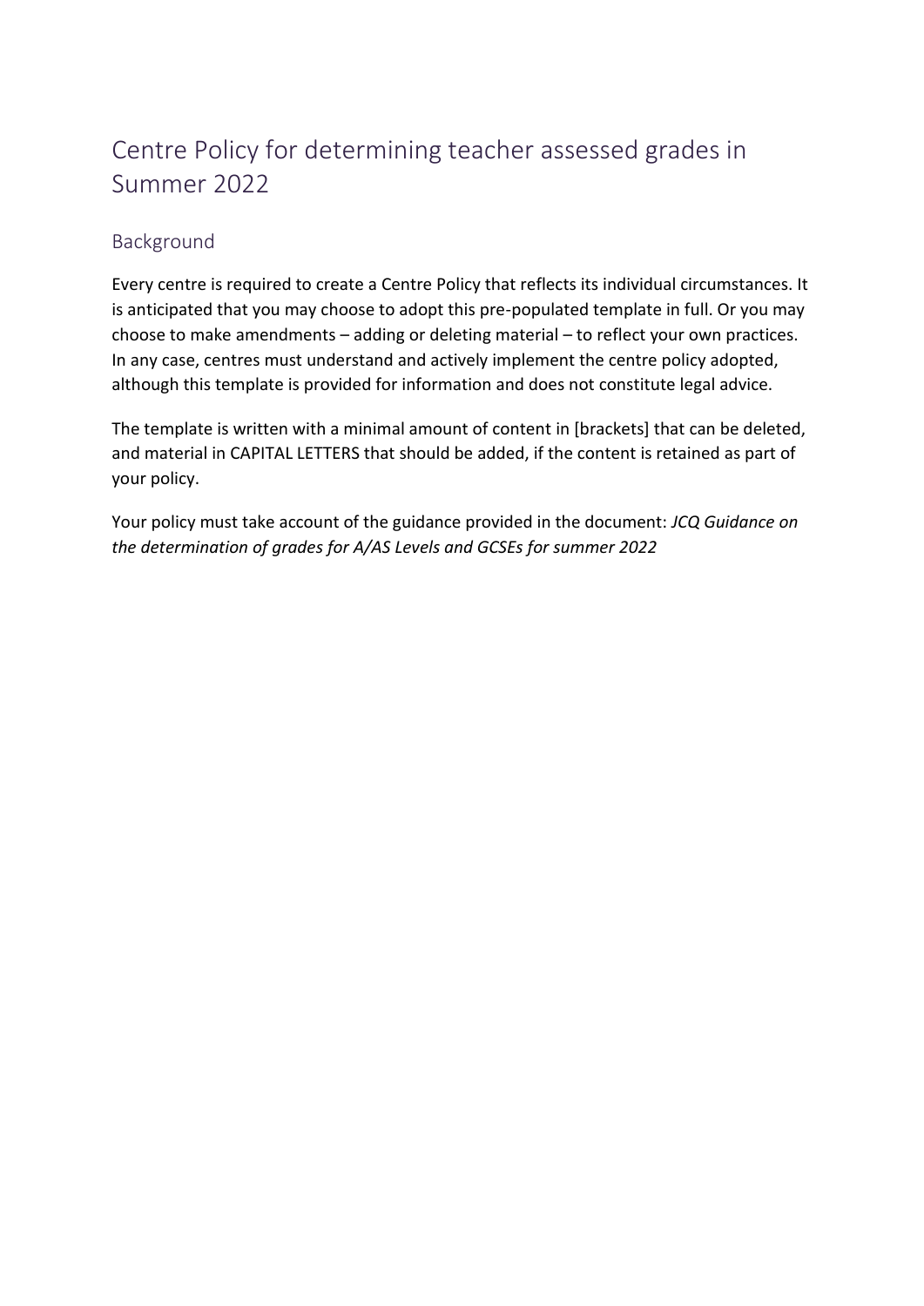# Centre Policy for determining teacher assessed grades in Summer 2022

## Background

Every centre is required to create a Centre Policy that reflects its individual circumstances. It is anticipated that you may choose to adopt this pre-populated template in full. Or you may choose to make amendments – adding or deleting material – to reflect your own practices. In any case, centres must understand and actively implement the centre policy adopted, although this template is provided for information and does not constitute legal advice.

The template is written with a minimal amount of content in [brackets] that can be deleted, and material in CAPITAL LETTERS that should be added, if the content is retained as part of your policy.

Your policy must take account of the guidance provided in the document: *JCQ Guidance on the determination of grades for A/AS Levels and GCSEs for summer 2022*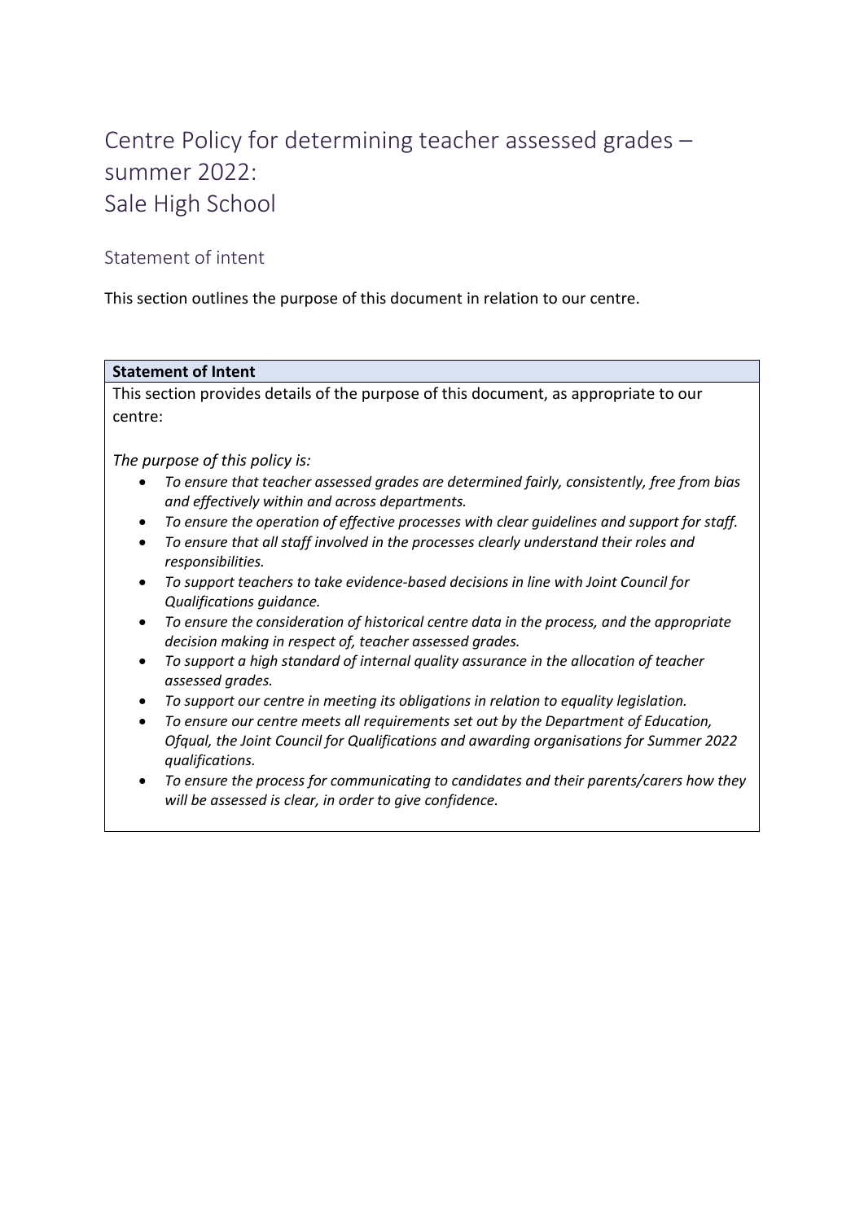# Centre Policy for determining teacher assessed grades – summer 2022: Sale High School

## Statement of intent

This section outlines the purpose of this document in relation to our centre.

| Statement of Intent |
|---|
| This section provides details of the purpose of this document, as appropriate to our centre:<br><br>*The purpose of this policy is:*<br>• *To ensure that teacher assessed grades are determined fairly, consistently, free from bias and effectively within and across departments.*<br>• *To ensure the operation of effective processes with clear guidelines and support for staff.*<br>• *To ensure that all staff involved in the processes clearly understand their roles and responsibilities.*<br>• *To support teachers to take evidence-based decisions in line with Joint Council for Qualifications guidance.*<br>• *To ensure the consideration of historical centre data in the process, and the appropriate decision making in respect of, teacher assessed grades.*<br>• *To support a high standard of internal quality assurance in the allocation of teacher assessed grades.*<br>• *To support our centre in meeting its obligations in relation to equality legislation.*<br>• *To ensure our centre meets all requirements set out by the Department of Education, Ofqual, the Joint Council for Qualifications and awarding organisations for Summer 2022 qualifications.*<br>• *To ensure the process for communicating to candidates and their parents/carers how they will be assessed is clear, in order to give confidence.* |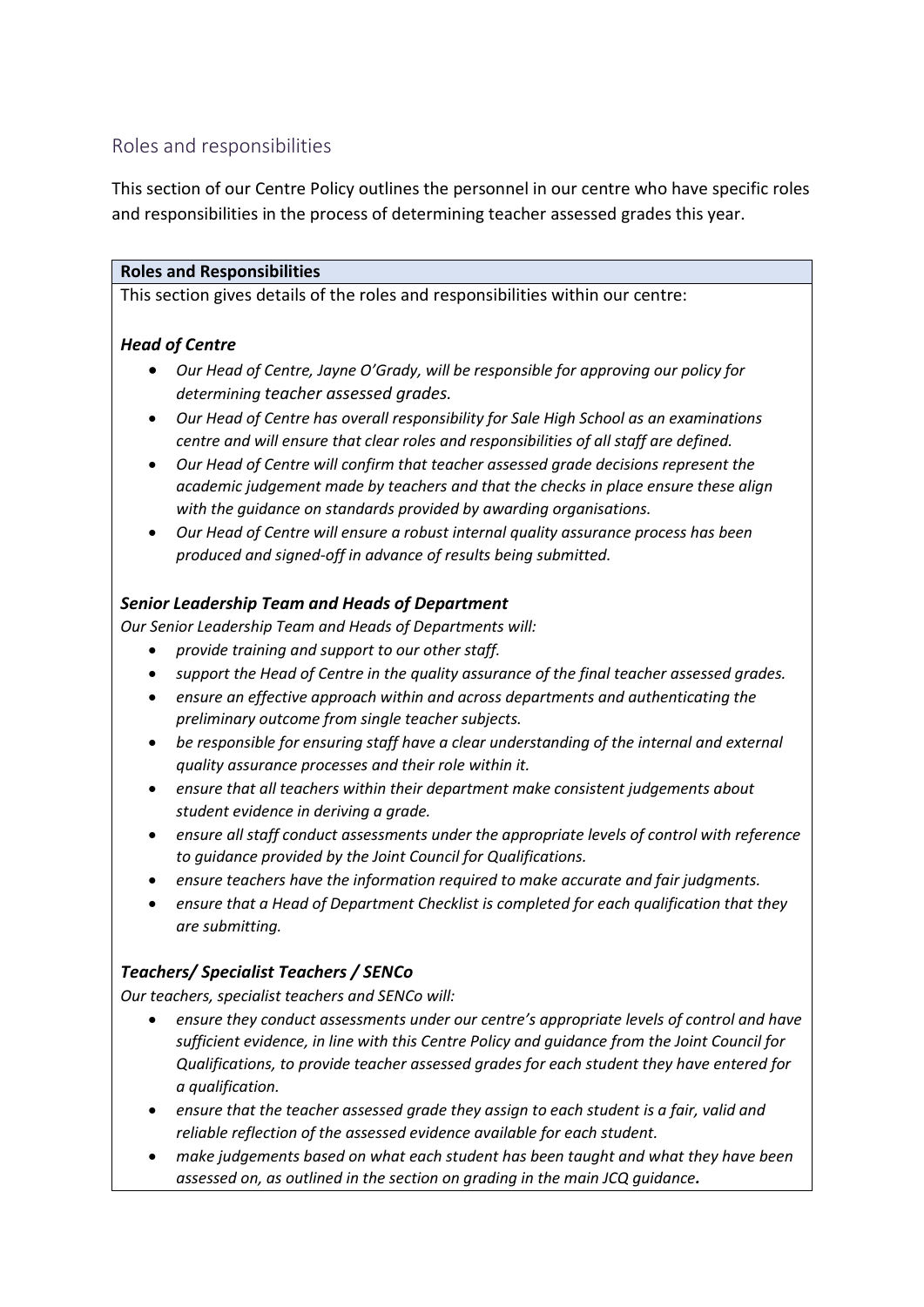## Roles and responsibilities

This section of our Centre Policy outlines the personnel in our centre who have specific roles and responsibilities in the process of determining teacher assessed grades this year.

**Roles and Responsibilities**

This section gives details of the roles and responsibilities within our centre:

### *Head of Centre*

- *Our Head of Centre, Jayne O'Grady, will be responsible for approving our policy for determining teacher assessed grades.*
- *Our Head of Centre has overall responsibility for Sale High School as an examinations centre and will ensure that clear roles and responsibilities of all staff are defined.*
- *Our Head of Centre will confirm that teacher assessed grade decisions represent the academic judgement made by teachers and that the checks in place ensure these align with the guidance on standards provided by awarding organisations.*
- *Our Head of Centre will ensure a robust internal quality assurance process has been produced and signed-off in advance of results being submitted.*

### *Senior Leadership Team and Heads of Department*

*Our Senior Leadership Team and Heads of Departments will:*

- *provide training and support to our other staff.*
- *support the Head of Centre in the quality assurance of the final teacher assessed grades.*
- *ensure an effective approach within and across departments and authenticating the preliminary outcome from single teacher subjects.*
- *be responsible for ensuring staff have a clear understanding of the internal and external quality assurance processes and their role within it.*
- *ensure that all teachers within their department make consistent judgements about student evidence in deriving a grade.*
- *ensure all staff conduct assessments under the appropriate levels of control with reference to guidance provided by the Joint Council for Qualifications.*
- *ensure teachers have the information required to make accurate and fair judgments.*
- *ensure that a Head of Department Checklist is completed for each qualification that they are submitting.*

### *Teachers/ Specialist Teachers / SENCo*

*Our teachers, specialist teachers and SENCo will:*

- *ensure they conduct assessments under our centre's appropriate levels of control and have sufficient evidence, in line with this Centre Policy and guidance from the Joint Council for Qualifications, to provide teacher assessed grades for each student they have entered for a qualification.*
- *ensure that the teacher assessed grade they assign to each student is a fair, valid and reliable reflection of the assessed evidence available for each student.*
- *make judgements based on what each student has been taught and what they have been assessed on, as outlined in the section on grading in the main JCQ guidance.*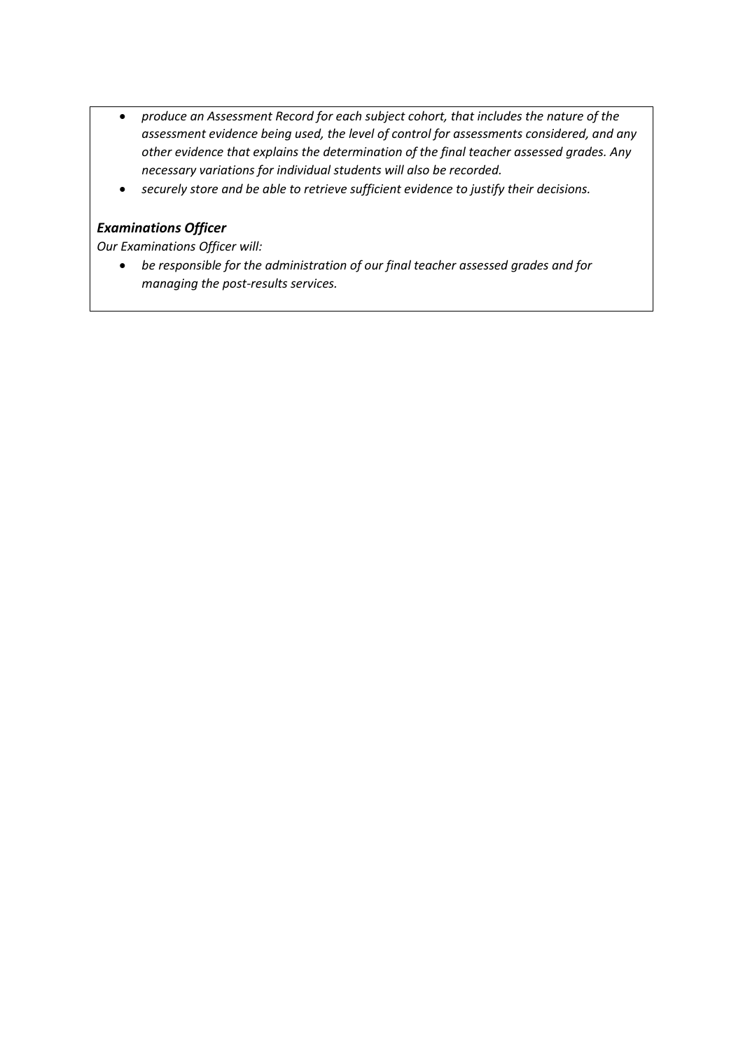- *produce an Assessment Record for each subject cohort, that includes the nature of the assessment evidence being used, the level of control for assessments considered, and any other evidence that explains the determination of the final teacher assessed grades. Any necessary variations for individual students will also be recorded.*
- *securely store and be able to retrieve sufficient evidence to justify their decisions.*

***Examinations Officer***

*Our Examinations Officer will:*

- *be responsible for the administration of our final teacher assessed grades and for managing the post-results services.*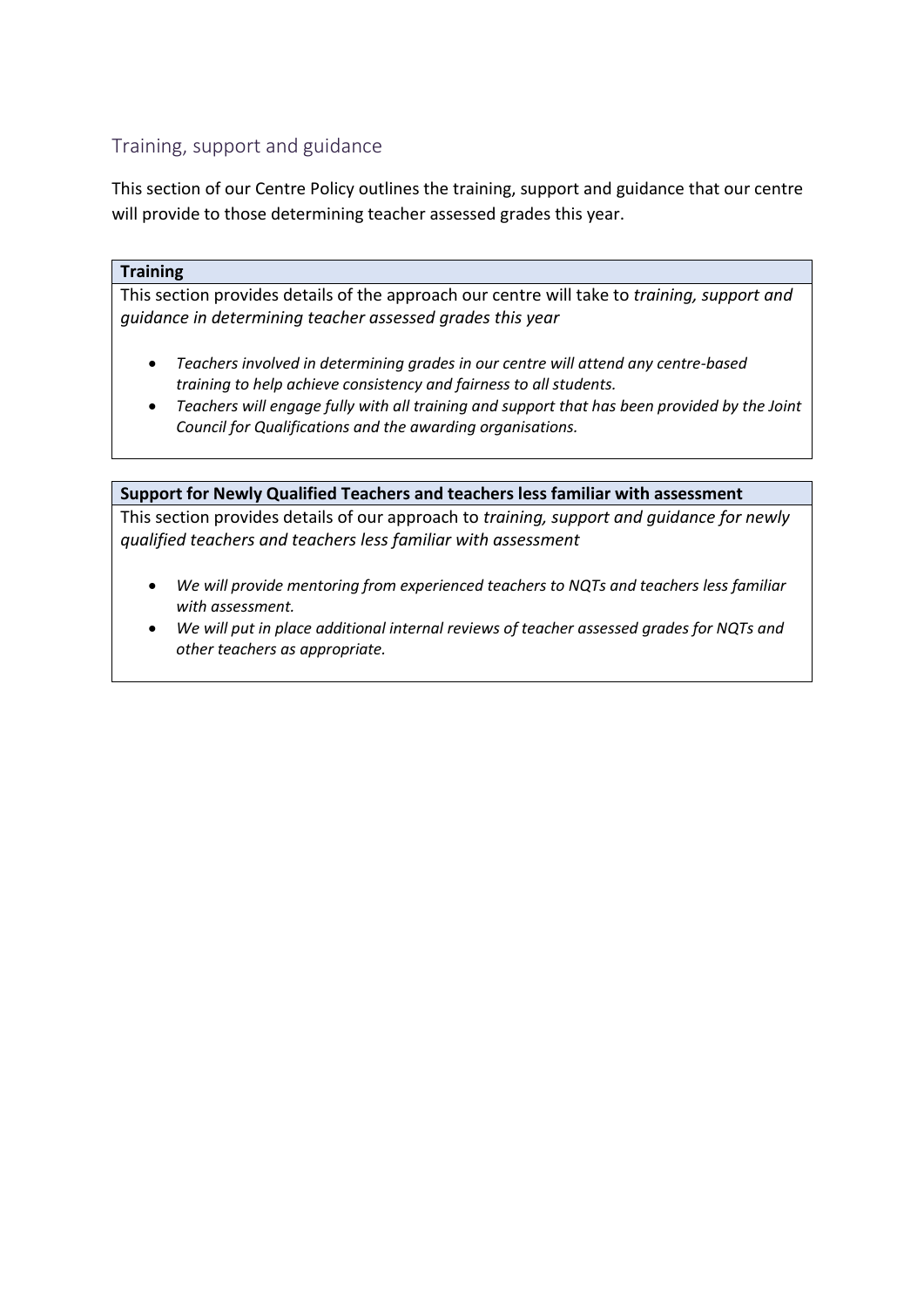## Training, support and guidance

This section of our Centre Policy outlines the training, support and guidance that our centre will provide to those determining teacher assessed grades this year.

**Training**

This section provides details of the approach our centre will take to *training, support and guidance in determining teacher assessed grades this year*

- *Teachers involved in determining grades in our centre will attend any centre-based training to help achieve consistency and fairness to all students.*
- *Teachers will engage fully with all training and support that has been provided by the Joint Council for Qualifications and the awarding organisations.*

**Support for Newly Qualified Teachers and teachers less familiar with assessment**

This section provides details of our approach to *training, support and guidance for newly qualified teachers and teachers less familiar with assessment*

- *We will provide mentoring from experienced teachers to NQTs and teachers less familiar with assessment.*
- *We will put in place additional internal reviews of teacher assessed grades for NQTs and other teachers as appropriate.*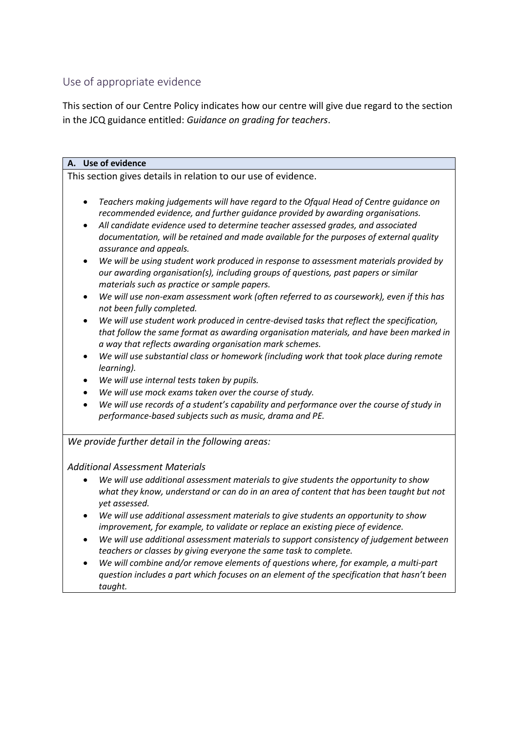## Use of appropriate evidence

This section of our Centre Policy indicates how our centre will give due regard to the section in the JCQ guidance entitled: *Guidance on grading for teachers*.

### A. Use of evidence

This section gives details in relation to our use of evidence.

- *Teachers making judgements will have regard to the Ofqual Head of Centre guidance on recommended evidence, and further guidance provided by awarding organisations.*
- *All candidate evidence used to determine teacher assessed grades, and associated documentation, will be retained and made available for the purposes of external quality assurance and appeals.*
- *We will be using student work produced in response to assessment materials provided by our awarding organisation(s), including groups of questions, past papers or similar materials such as practice or sample papers.*
- *We will use non-exam assessment work (often referred to as coursework), even if this has not been fully completed.*
- *We will use student work produced in centre-devised tasks that reflect the specification, that follow the same format as awarding organisation materials, and have been marked in a way that reflects awarding organisation mark schemes.*
- *We will use substantial class or homework (including work that took place during remote learning).*
- *We will use internal tests taken by pupils.*
- *We will use mock exams taken over the course of study.*
- *We will use records of a student's capability and performance over the course of study in performance-based subjects such as music, drama and PE.*

*We provide further detail in the following areas:*

*Additional Assessment Materials*

- *We will use additional assessment materials to give students the opportunity to show what they know, understand or can do in an area of content that has been taught but not yet assessed.*
- *We will use additional assessment materials to give students an opportunity to show improvement, for example, to validate or replace an existing piece of evidence.*
- *We will use additional assessment materials to support consistency of judgement between teachers or classes by giving everyone the same task to complete.*
- *We will combine and/or remove elements of questions where, for example, a multi-part question includes a part which focuses on an element of the specification that hasn't been taught.*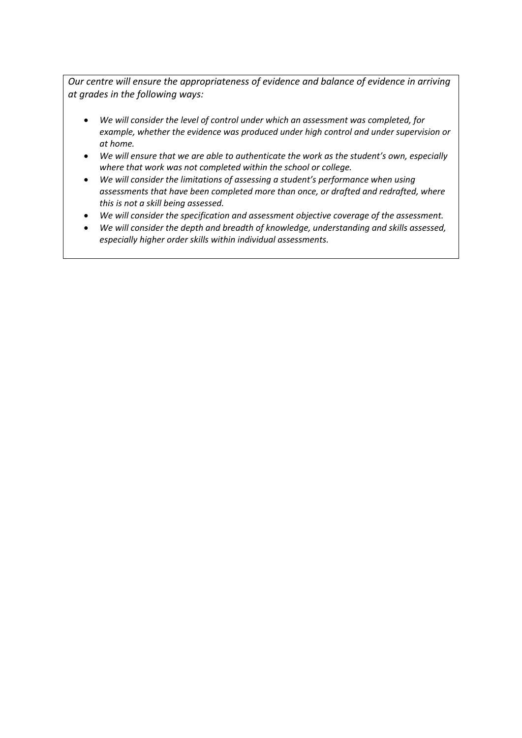*Our centre will ensure the appropriateness of evidence and balance of evidence in arriving at grades in the following ways:*

- *We will consider the level of control under which an assessment was completed, for example, whether the evidence was produced under high control and under supervision or at home.*
- *We will ensure that we are able to authenticate the work as the student's own, especially where that work was not completed within the school or college.*
- *We will consider the limitations of assessing a student's performance when using assessments that have been completed more than once, or drafted and redrafted, where this is not a skill being assessed.*
- *We will consider the specification and assessment objective coverage of the assessment.*
- *We will consider the depth and breadth of knowledge, understanding and skills assessed, especially higher order skills within individual assessments.*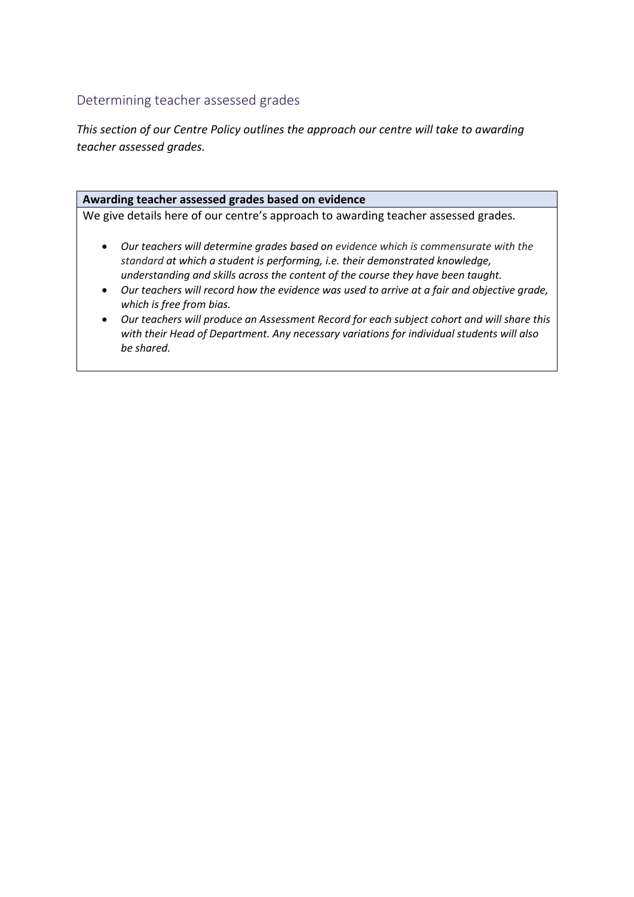## Determining teacher assessed grades

*This section of our Centre Policy outlines the approach our centre will take to awarding teacher assessed grades.*

| **Awarding teacher assessed grades based on evidence** |
| --- |
| We give details here of our centre's approach to awarding teacher assessed grades.<br><br>• *Our teachers will determine grades based on evidence which is commensurate with the standard at which a student is performing, i.e. their demonstrated knowledge, understanding and skills across the content of the course they have been taught.*<br>• *Our teachers will record how the evidence was used to arrive at a fair and objective grade, which is free from bias.*<br>• *Our teachers will produce an Assessment Record for each subject cohort and will share this with their Head of Department. Any necessary variations for individual students will also be shared.* |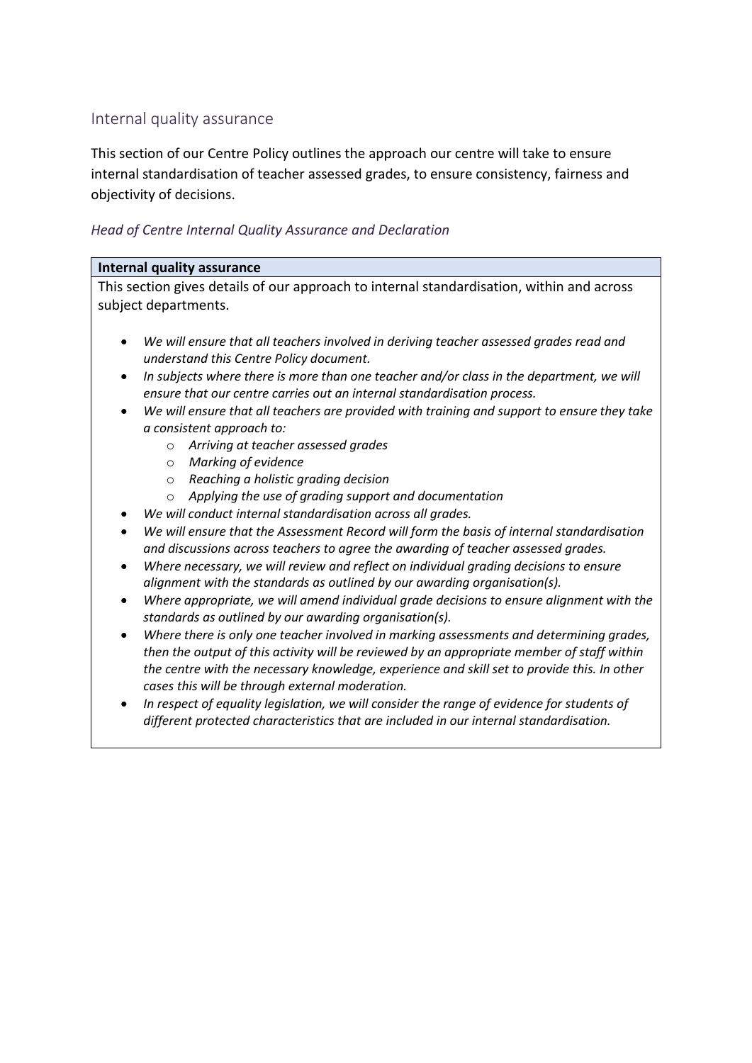## Internal quality assurance

This section of our Centre Policy outlines the approach our centre will take to ensure internal standardisation of teacher assessed grades, to ensure consistency, fairness and objectivity of decisions.

### *Head of Centre Internal Quality Assurance and Declaration*

| **Internal quality assurance** |
|---|
| This section gives details of our approach to internal standardisation, within and across subject departments.<br><br>• *We will ensure that all teachers involved in deriving teacher assessed grades read and understand this Centre Policy document.*<br>• *In subjects where there is more than one teacher and/or class in the department, we will ensure that our centre carries out an internal standardisation process.*<br>• *We will ensure that all teachers are provided with training and support to ensure they take a consistent approach to:*<br>&nbsp;&nbsp;&nbsp;&nbsp;o *Arriving at teacher assessed grades*<br>&nbsp;&nbsp;&nbsp;&nbsp;o *Marking of evidence*<br>&nbsp;&nbsp;&nbsp;&nbsp;o *Reaching a holistic grading decision*<br>&nbsp;&nbsp;&nbsp;&nbsp;o *Applying the use of grading support and documentation*<br>• *We will conduct internal standardisation across all grades.*<br>• *We will ensure that the Assessment Record will form the basis of internal standardisation and discussions across teachers to agree the awarding of teacher assessed grades.*<br>• *Where necessary, we will review and reflect on individual grading decisions to ensure alignment with the standards as outlined by our awarding organisation(s).*<br>• *Where appropriate, we will amend individual grade decisions to ensure alignment with the standards as outlined by our awarding organisation(s).*<br>• *Where there is only one teacher involved in marking assessments and determining grades, then the output of this activity will be reviewed by an appropriate member of staff within the centre with the necessary knowledge, experience and skill set to provide this. In other cases this will be through external moderation.*<br>• *In respect of equality legislation, we will consider the range of evidence for students of different protected characteristics that are included in our internal standardisation.* |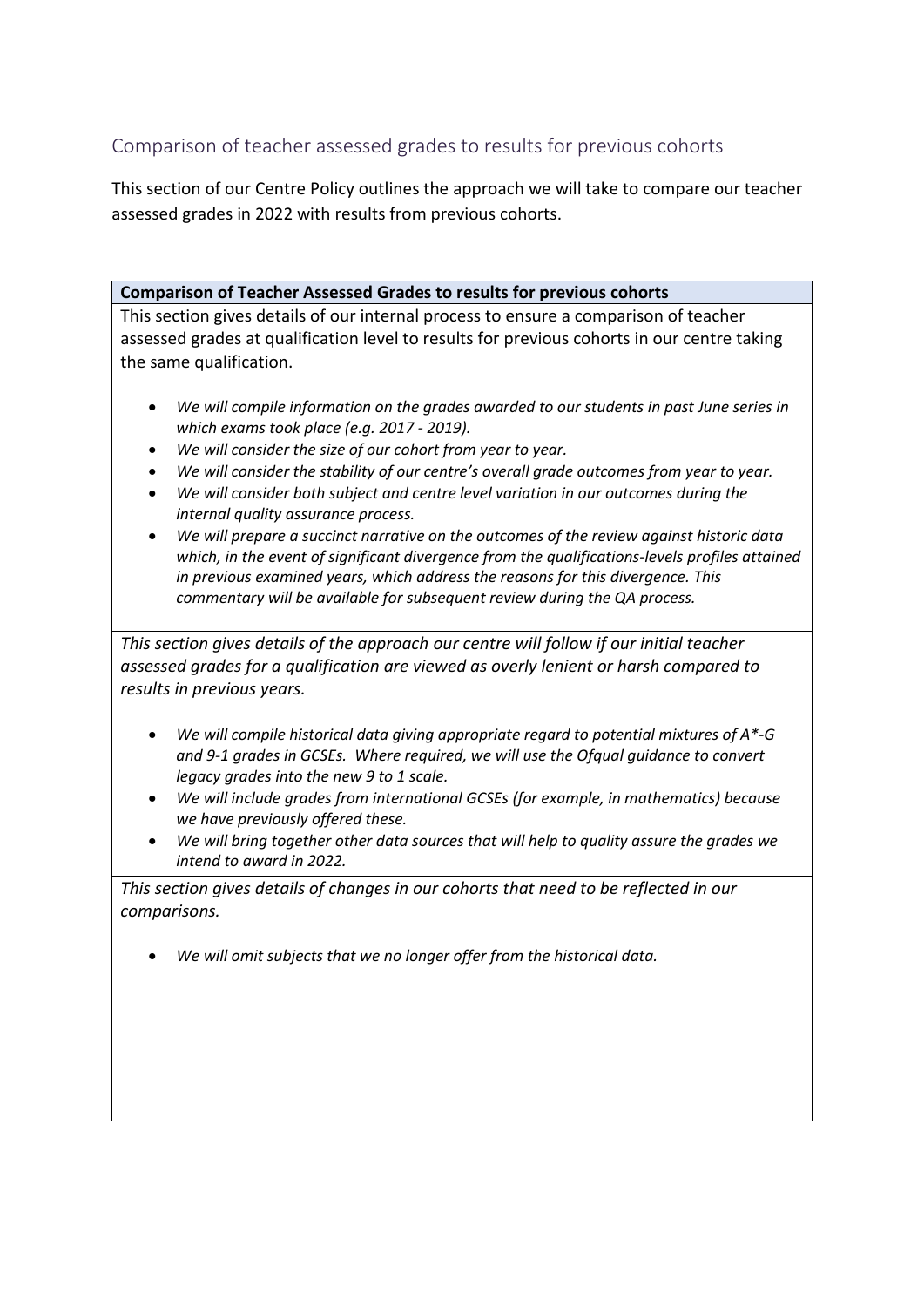## Comparison of teacher assessed grades to results for previous cohorts

This section of our Centre Policy outlines the approach we will take to compare our teacher assessed grades in 2022 with results from previous cohorts.

| **Comparison of Teacher Assessed Grades to results for previous cohorts** |
|---|
| This section gives details of our internal process to ensure a comparison of teacher assessed grades at qualification level to results for previous cohorts in our centre taking the same qualification.<br><br>• *We will compile information on the grades awarded to our students in past June series in which exams took place (e.g. 2017 - 2019).*<br>• *We will consider the size of our cohort from year to year.*<br>• *We will consider the stability of our centre's overall grade outcomes from year to year.*<br>• *We will consider both subject and centre level variation in our outcomes during the internal quality assurance process.*<br>• *We will prepare a succinct narrative on the outcomes of the review against historic data which, in the event of significant divergence from the qualifications-levels profiles attained in previous examined years, which address the reasons for this divergence. This commentary will be available for subsequent review during the QA process.* |
| *This section gives details of the approach our centre will follow if our initial teacher assessed grades for a qualification are viewed as overly lenient or harsh compared to results in previous years.*<br><br>• *We will compile historical data giving appropriate regard to potential mixtures of A*-G and 9-1 grades in GCSEs. Where required, we will use the Ofqual guidance to convert legacy grades into the new 9 to 1 scale.*<br>• *We will include grades from international GCSEs (for example, in mathematics) because we have previously offered these.*<br>• *We will bring together other data sources that will help to quality assure the grades we intend to award in 2022.* |
| *This section gives details of changes in our cohorts that need to be reflected in our comparisons.*<br><br>• *We will omit subjects that we no longer offer from the historical data.* |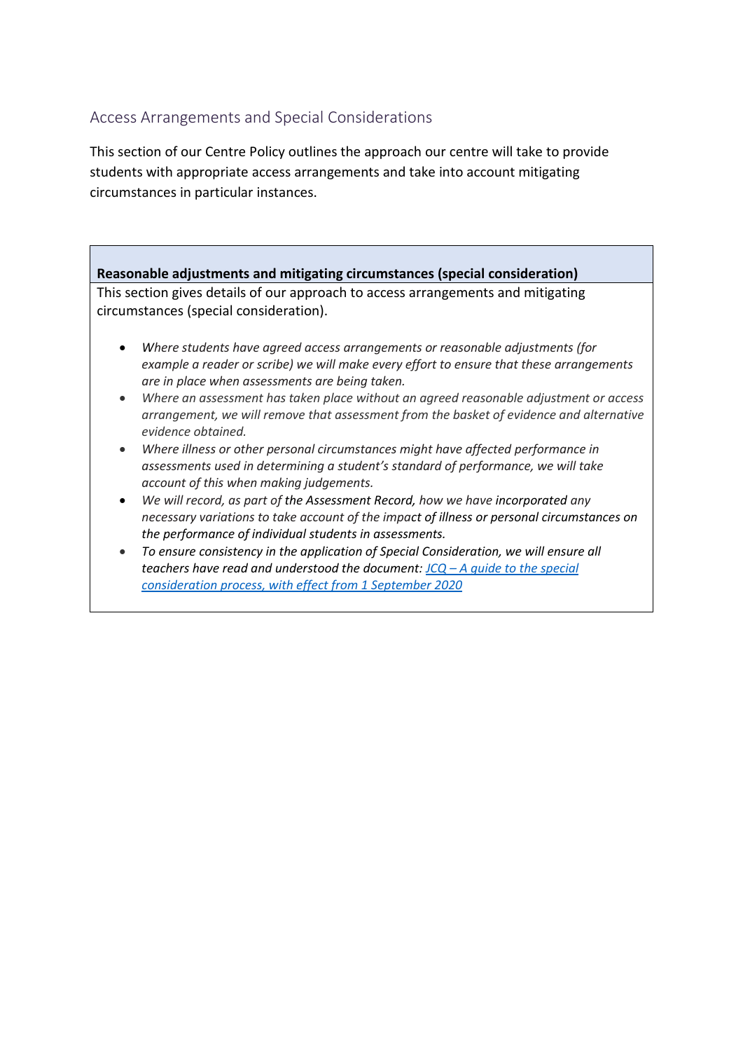## Access Arrangements and Special Considerations

This section of our Centre Policy outlines the approach our centre will take to provide students with appropriate access arrangements and take into account mitigating circumstances in particular instances.

| **Reasonable adjustments and mitigating circumstances (special consideration)** |
|---|
| This section gives details of our approach to access arrangements and mitigating circumstances (special consideration).<br><br>• *Where students have agreed access arrangements or reasonable adjustments (for example a reader or scribe) we will make every effort to ensure that these arrangements are in place when assessments are being taken.*<br>• *Where an assessment has taken place without an agreed reasonable adjustment or access arrangement, we will remove that assessment from the basket of evidence and alternative evidence obtained.*<br>• *Where illness or other personal circumstances might have affected performance in assessments used in determining a student's standard of performance, we will take account of this when making judgements.*<br>• *We will record, as part of the Assessment Record, how we have incorporated any necessary variations to take account of the impact of illness or personal circumstances on the performance of individual students in assessments.*<br>• *To ensure consistency in the application of Special Consideration, we will ensure all teachers have read and understood the document: JCQ – A guide to the special consideration process, with effect from 1 September 2020* |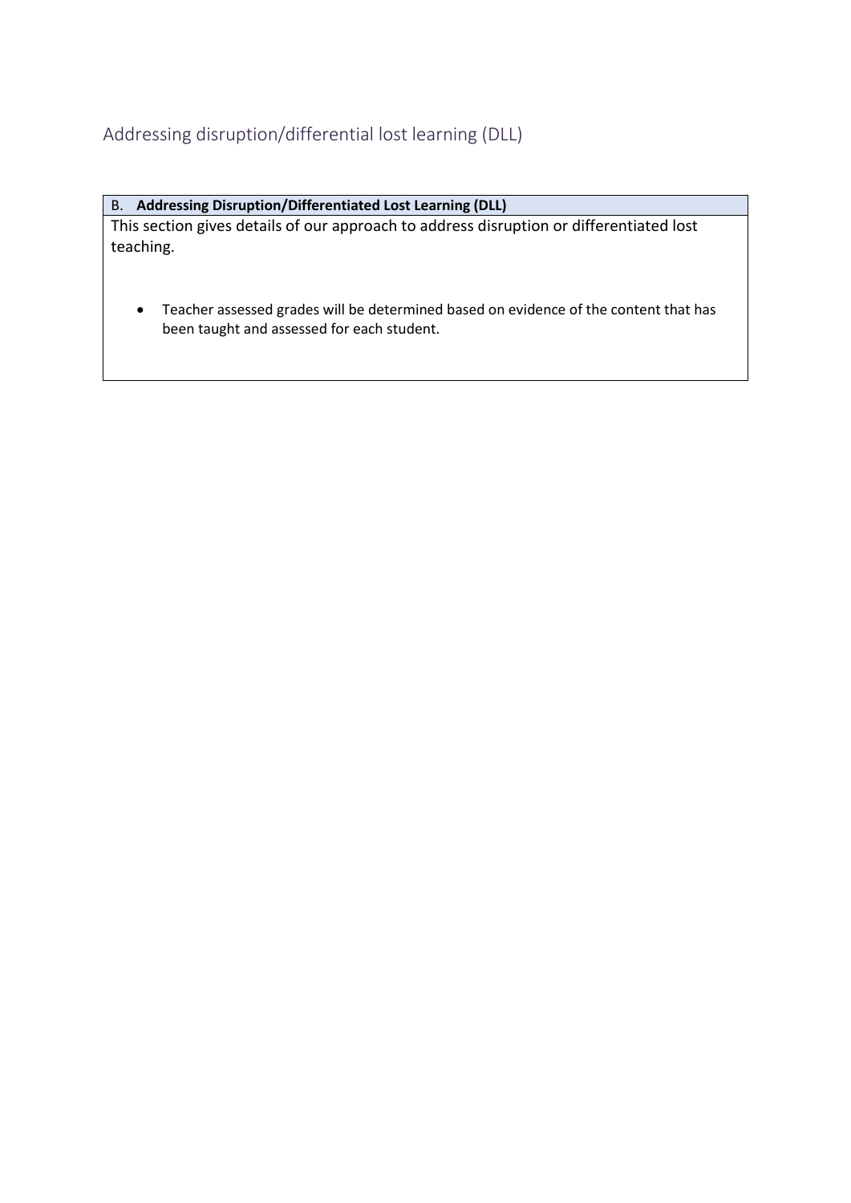## Addressing disruption/differential lost learning (DLL)

| B. **Addressing Disruption/Differentiated Lost Learning (DLL)** |
|---|
| This section gives details of our approach to address disruption or differentiated lost teaching.<br><br>• Teacher assessed grades will be determined based on evidence of the content that has been taught and assessed for each student. |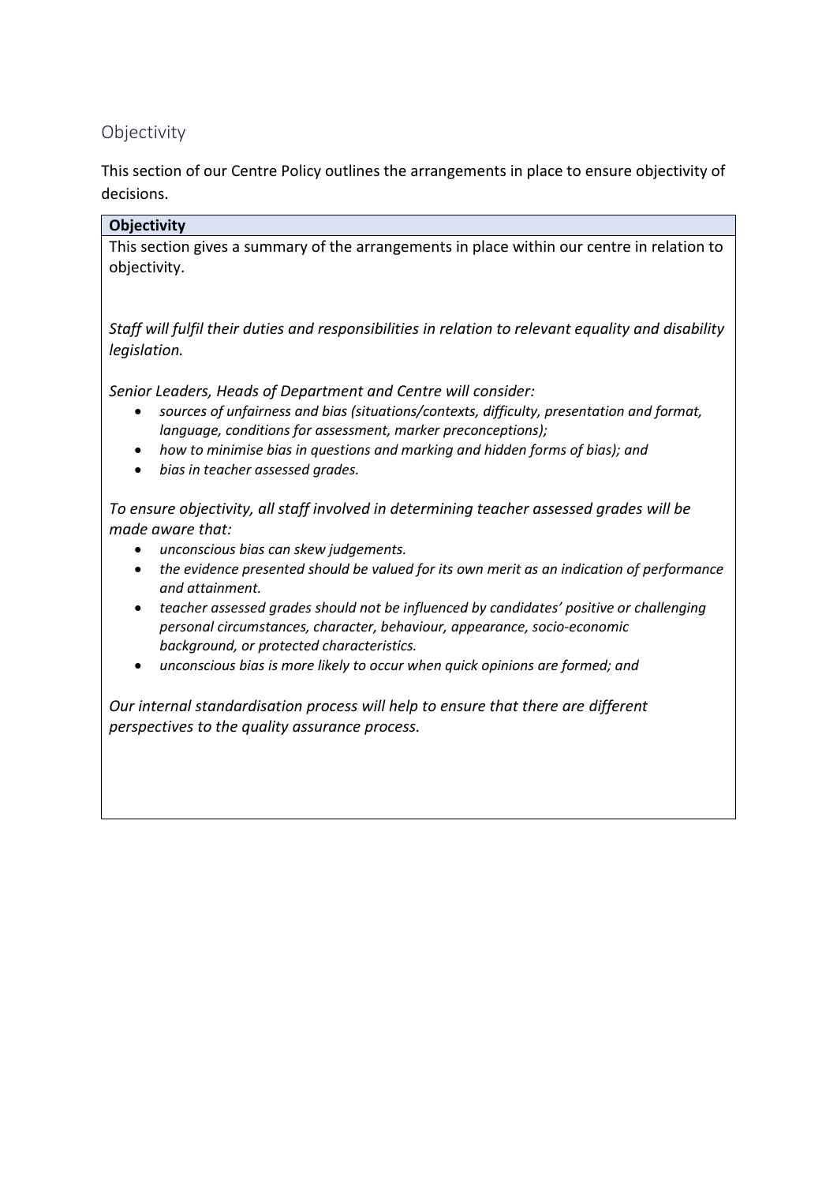## Objectivity

This section of our Centre Policy outlines the arrangements in place to ensure objectivity of decisions.

**Objectivity**

This section gives a summary of the arrangements in place within our centre in relation to objectivity.

*Staff will fulfil their duties and responsibilities in relation to relevant equality and disability legislation.*

*Senior Leaders, Heads of Department and Centre will consider:*

- *sources of unfairness and bias (situations/contexts, difficulty, presentation and format, language, conditions for assessment, marker preconceptions);*
- *how to minimise bias in questions and marking and hidden forms of bias); and*
- *bias in teacher assessed grades.*

*To ensure objectivity, all staff involved in determining teacher assessed grades will be made aware that:*

- *unconscious bias can skew judgements.*
- *the evidence presented should be valued for its own merit as an indication of performance and attainment.*
- *teacher assessed grades should not be influenced by candidates' positive or challenging personal circumstances, character, behaviour, appearance, socio-economic background, or protected characteristics.*
- *unconscious bias is more likely to occur when quick opinions are formed; and*

*Our internal standardisation process will help to ensure that there are different perspectives to the quality assurance process.*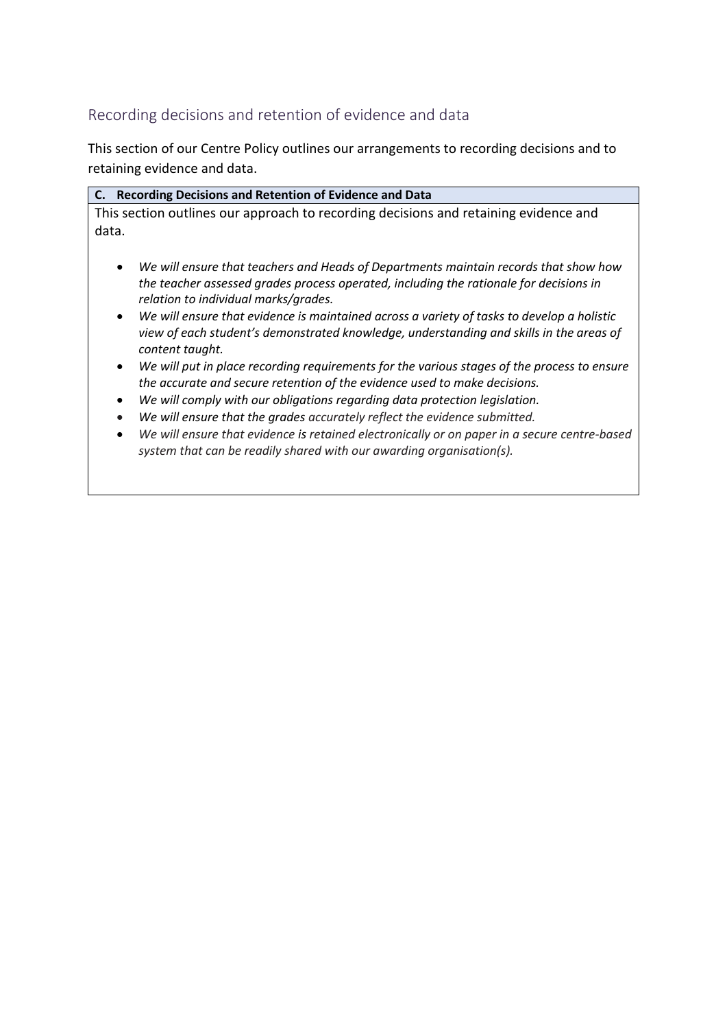## Recording decisions and retention of evidence and data

This section of our Centre Policy outlines our arrangements to recording decisions and to retaining evidence and data.

| **C. Recording Decisions and Retention of Evidence and Data** |
| --- |
| This section outlines our approach to recording decisions and retaining evidence and data.<br><br>• *We will ensure that teachers and Heads of Departments maintain records that show how the teacher assessed grades process operated, including the rationale for decisions in relation to individual marks/grades.*<br>• *We will ensure that evidence is maintained across a variety of tasks to develop a holistic view of each student's demonstrated knowledge, understanding and skills in the areas of content taught.*<br>• *We will put in place recording requirements for the various stages of the process to ensure the accurate and secure retention of the evidence used to make decisions.*<br>• *We will comply with our obligations regarding data protection legislation.*<br>• *We will ensure that the grades accurately reflect the evidence submitted.*<br>• *We will ensure that evidence is retained electronically or on paper in a secure centre-based system that can be readily shared with our awarding organisation(s).* |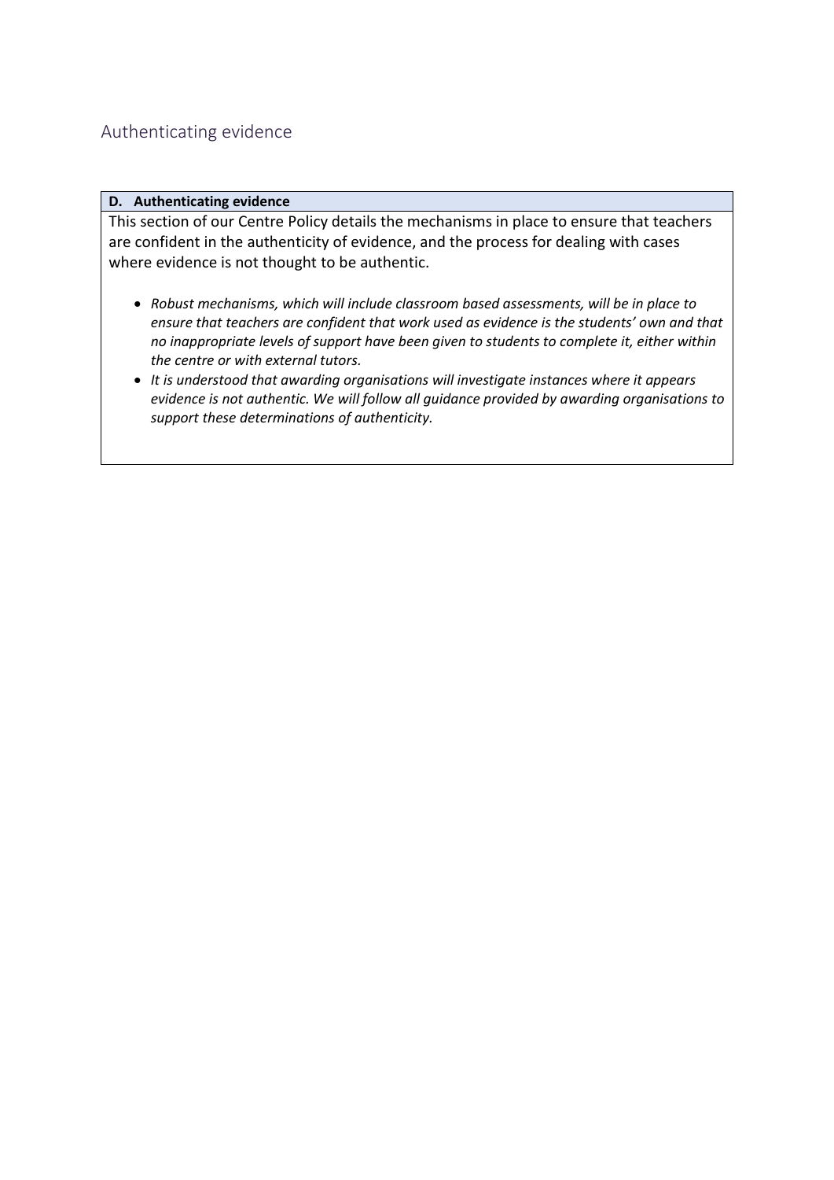## Authenticating evidence

| **D. Authenticating evidence** |
| --- |
| This section of our Centre Policy details the mechanisms in place to ensure that teachers are confident in the authenticity of evidence, and the process for dealing with cases where evidence is not thought to be authentic.<br><br>• *Robust mechanisms, which will include classroom based assessments, will be in place to ensure that teachers are confident that work used as evidence is the students' own and that no inappropriate levels of support have been given to students to complete it, either within the centre or with external tutors.*<br>• *It is understood that awarding organisations will investigate instances where it appears evidence is not authentic. We will follow all guidance provided by awarding organisations to support these determinations of authenticity.* |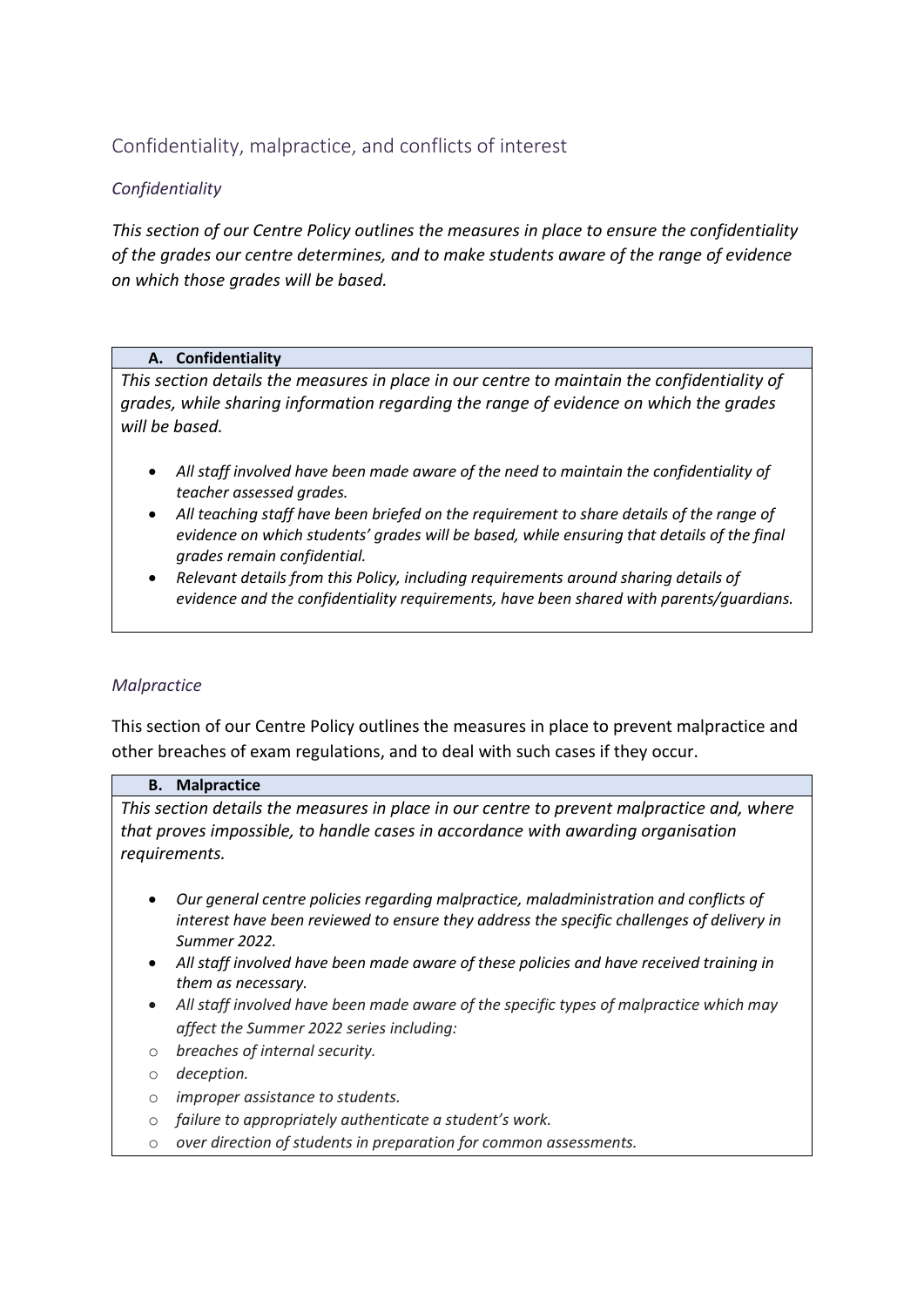## Confidentiality, malpractice, and conflicts of interest

### *Confidentiality*

*This section of our Centre Policy outlines the measures in place to ensure the confidentiality of the grades our centre determines, and to make students aware of the range of evidence on which those grades will be based.*

| **A. Confidentiality** |
|---|
| *This section details the measures in place in our centre to maintain the confidentiality of grades, while sharing information regarding the range of evidence on which the grades will be based.*<br><br>• *All staff involved have been made aware of the need to maintain the confidentiality of teacher assessed grades.*<br>• *All teaching staff have been briefed on the requirement to share details of the range of evidence on which students' grades will be based, while ensuring that details of the final grades remain confidential.*<br>• *Relevant details from this Policy, including requirements around sharing details of evidence and the confidentiality requirements, have been shared with parents/guardians.* |

### *Malpractice*

This section of our Centre Policy outlines the measures in place to prevent malpractice and other breaches of exam regulations, and to deal with such cases if they occur.

| **B. Malpractice** |
|---|
| *This section details the measures in place in our centre to prevent malpractice and, where that proves impossible, to handle cases in accordance with awarding organisation requirements.*<br><br>• *Our general centre policies regarding malpractice, maladministration and conflicts of interest have been reviewed to ensure they address the specific challenges of delivery in Summer 2022.*<br>• *All staff involved have been made aware of these policies and have received training in them as necessary.*<br>• *All staff involved have been made aware of the specific types of malpractice which may affect the Summer 2022 series including:*<br>o *breaches of internal security.*<br>o *deception.*<br>o *improper assistance to students.*<br>o *failure to appropriately authenticate a student's work.*<br>o *over direction of students in preparation for common assessments.* |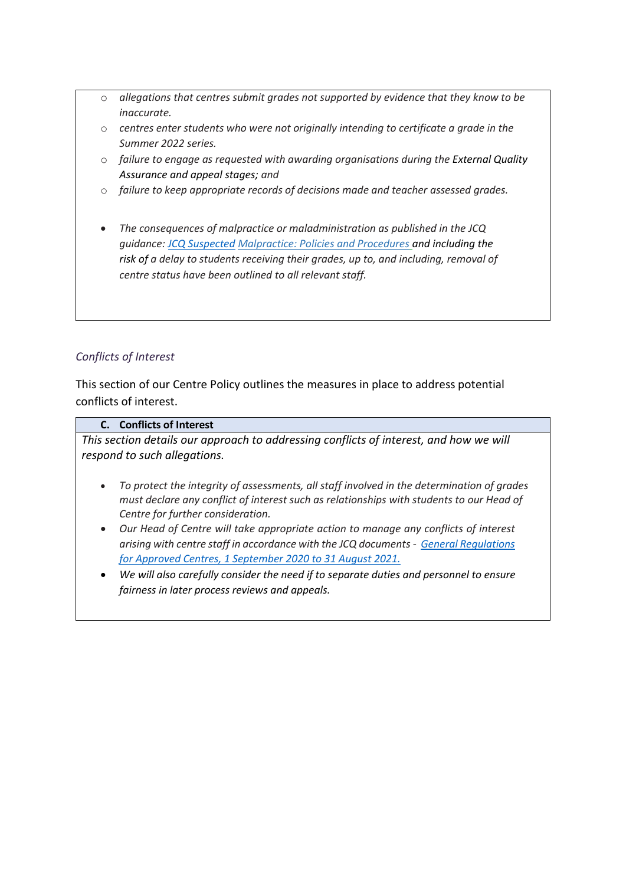- *allegations that centres submit grades not supported by evidence that they know to be inaccurate.*
- *centres enter students who were not originally intending to certificate a grade in the Summer 2022 series.*
- *failure to engage as requested with awarding organisations during the* External Quality Assurance *and appeal stages; and*
- *failure to keep appropriate records of decisions made and teacher assessed grades.*

- *The consequences of malpractice or maladministration as published in the JCQ guidance: JCQ Suspected Malpractice: Policies and Procedures and including the risk of a delay to students receiving their grades, up to, and including, removal of centre status have been outlined to all relevant staff.*

*Conflicts of Interest*

This section of our Centre Policy outlines the measures in place to address potential conflicts of interest.

**C. Conflicts of Interest**

*This section details our approach to addressing conflicts of interest, and how we will respond to such allegations.*

- *To protect the integrity of assessments, all staff involved in the determination of grades must declare any conflict of interest such as relationships with students to our Head of Centre for further consideration.*
- *Our Head of Centre will take appropriate action to manage any conflicts of interest arising with centre staff in accordance with the JCQ documents - General Regulations for Approved Centres, 1 September 2020 to 31 August 2021.*
- *We will also carefully consider the need if to separate duties and personnel to ensure fairness in later process reviews and appeals.*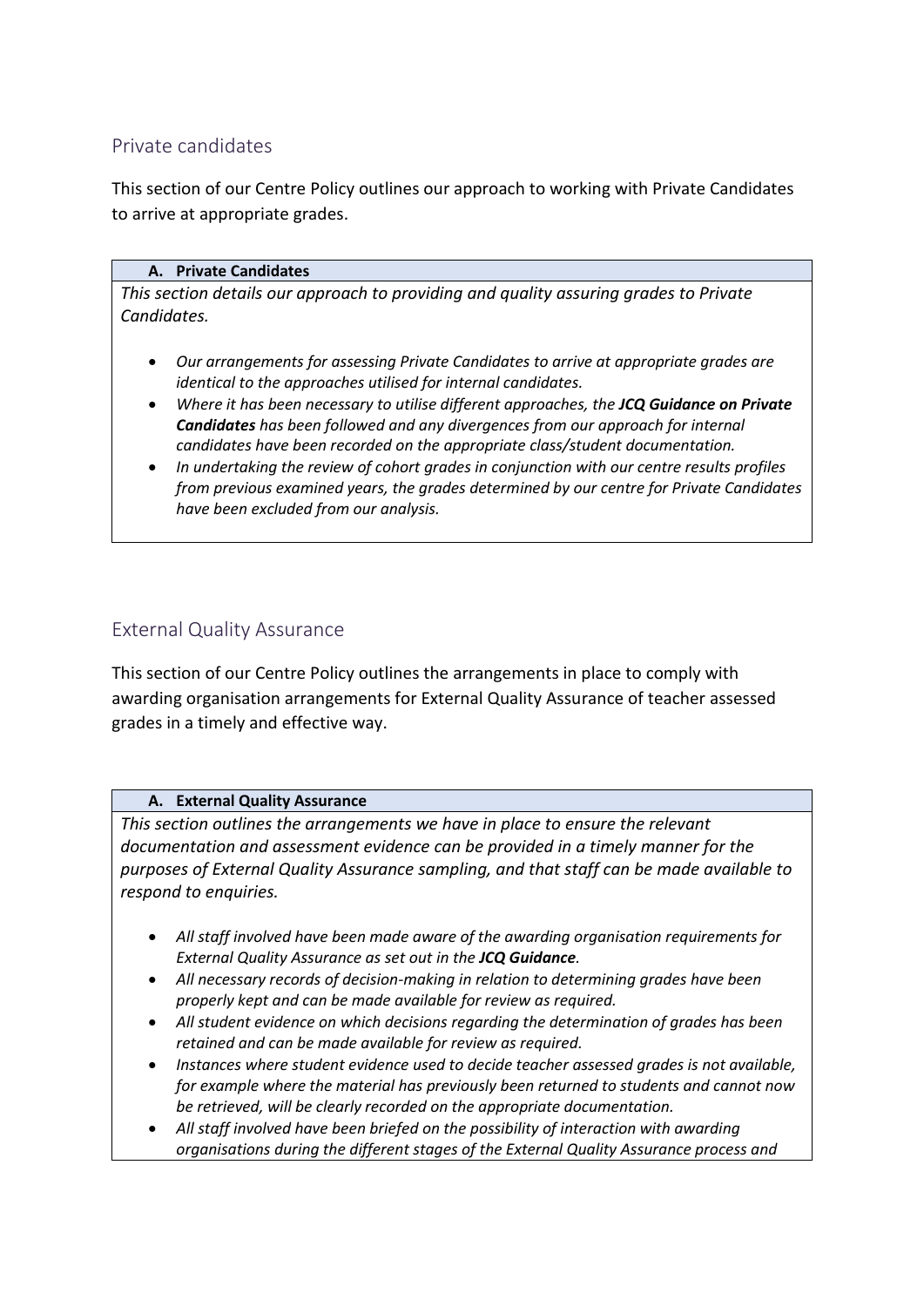## Private candidates

This section of our Centre Policy outlines our approach to working with Private Candidates to arrive at appropriate grades.

| A. Private Candidates |
| --- |
| *This section details our approach to providing and quality assuring grades to Private Candidates.*<br><br>• *Our arrangements for assessing Private Candidates to arrive at appropriate grades are identical to the approaches utilised for internal candidates.*<br>• *Where it has been necessary to utilise different approaches, the **JCQ Guidance on Private Candidates** has been followed and any divergences from our approach for internal candidates have been recorded on the appropriate class/student documentation.*<br>• *In undertaking the review of cohort grades in conjunction with our centre results profiles from previous examined years, the grades determined by our centre for Private Candidates have been excluded from our analysis.* |

## External Quality Assurance

This section of our Centre Policy outlines the arrangements in place to comply with awarding organisation arrangements for External Quality Assurance of teacher assessed grades in a timely and effective way.

| A. External Quality Assurance |
| --- |
| *This section outlines the arrangements we have in place to ensure the relevant documentation and assessment evidence can be provided in a timely manner for the purposes of External Quality Assurance sampling, and that staff can be made available to respond to enquiries.*<br><br>• *All staff involved have been made aware of the awarding organisation requirements for External Quality Assurance as set out in the **JCQ Guidance**.*<br>• *All necessary records of decision-making in relation to determining grades have been properly kept and can be made available for review as required.*<br>• *All student evidence on which decisions regarding the determination of grades has been retained and can be made available for review as required.*<br>• *Instances where student evidence used to decide teacher assessed grades is not available, for example where the material has previously been returned to students and cannot now be retrieved, will be clearly recorded on the appropriate documentation.*<br>• *All staff involved have been briefed on the possibility of interaction with awarding organisations during the different stages of the External Quality Assurance process and* |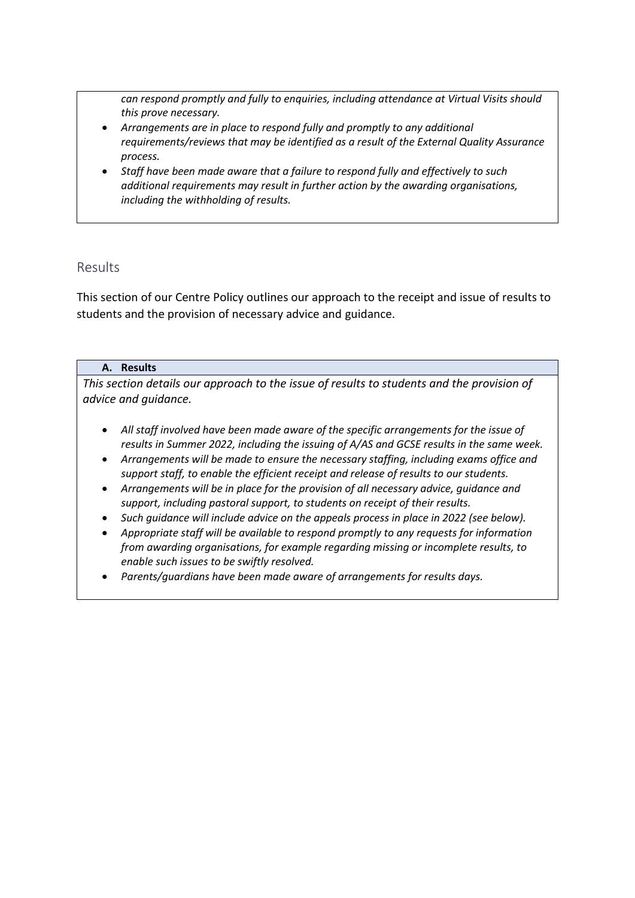*can respond promptly and fully to enquiries, including attendance at Virtual Visits should this prove necessary.*

- *Arrangements are in place to respond fully and promptly to any additional requirements/reviews that may be identified as a result of the External Quality Assurance process.*
- *Staff have been made aware that a failure to respond fully and effectively to such additional requirements may result in further action by the awarding organisations, including the withholding of results.*

## Results

This section of our Centre Policy outlines our approach to the receipt and issue of results to students and the provision of necessary advice and guidance.

### A. Results

*This section details our approach to the issue of results to students and the provision of advice and guidance.*

- *All staff involved have been made aware of the specific arrangements for the issue of results in Summer 2022, including the issuing of A/AS and GCSE results in the same week.*
- *Arrangements will be made to ensure the necessary staffing, including exams office and support staff, to enable the efficient receipt and release of results to our students.*
- *Arrangements will be in place for the provision of all necessary advice, guidance and support, including pastoral support, to students on receipt of their results.*
- *Such guidance will include advice on the appeals process in place in 2022 (see below).*
- *Appropriate staff will be available to respond promptly to any requests for information from awarding organisations, for example regarding missing or incomplete results, to enable such issues to be swiftly resolved.*
- *Parents/guardians have been made aware of arrangements for results days.*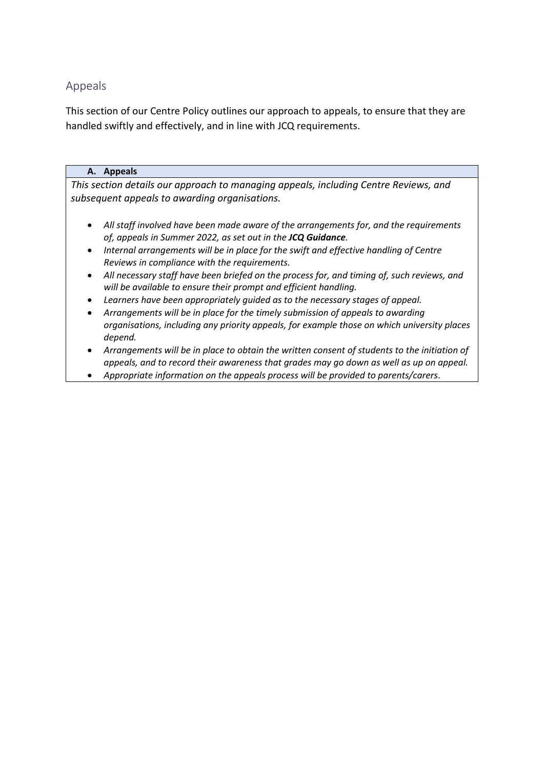## Appeals

This section of our Centre Policy outlines our approach to appeals, to ensure that they are handled swiftly and effectively, and in line with JCQ requirements.

| **A. Appeals** |
| --- |
| *This section details our approach to managing appeals, including Centre Reviews, and subsequent appeals to awarding organisations.*<br><br>• *All staff involved have been made aware of the arrangements for, and the requirements of, appeals in Summer 2022, as set out in the* ***JCQ Guidance****.*<br>• *Internal arrangements will be in place for the swift and effective handling of Centre Reviews in compliance with the requirements.*<br>• *All necessary staff have been briefed on the process for, and timing of, such reviews, and will be available to ensure their prompt and efficient handling.*<br>• *Learners have been appropriately guided as to the necessary stages of appeal.*<br>• *Arrangements will be in place for the timely submission of appeals to awarding organisations, including any priority appeals, for example those on which university places depend.*<br>• *Arrangements will be in place to obtain the written consent of students to the initiation of appeals, and to record their awareness that grades may go down as well as up on appeal.*<br>• *Appropriate information on the appeals process will be provided to parents/carers*. |